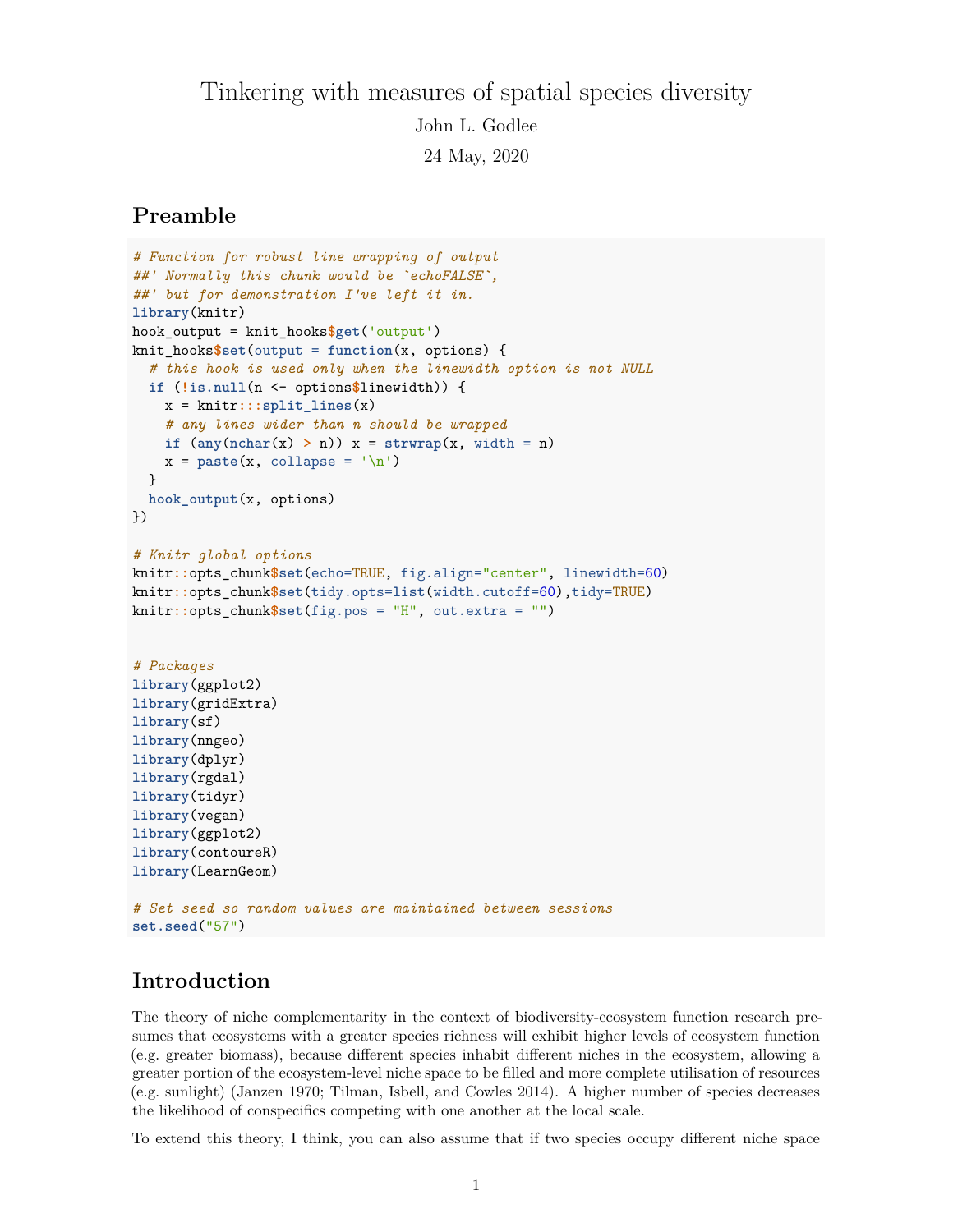# Tinkering with measures of spatial species diversity

John L. Godlee

24 May, 2020

## Preamble

```
# Function for robust line wrapping of output
##' Normally this chunk would be `echoFALSE`,
##' but for demonstration I've left it in.
library(knitr)
hook_output = knit_hooks$get('output')
knit_hooks$set(output = function(x, options) {
  # this hook is used only when the linewidth option is not NULL
  if (!is.null(n <- options$linewidth)) {
    x = knitr:::split_lines(x)
    # any lines wider than n should be wrapped
    if (any(nchar(x) > n)) x = strwrap(x, width = n)
    x = paste(x, collapse = '\n')
  }
  hook_output(x, options)
})

# Knitr global options
knitr::opts_chunk$set(echo=TRUE, fig.align="center", linewidth=60)
knitr::opts_chunk$set(tidy.opts=list(width.cutoff=60),tidy=TRUE)
knitr::opts_chunk$set(fig.pos = "H", out.extra = "")


# Packages
library(ggplot2)
library(gridExtra)
library(sf)
library(nngeo)
library(dplyr)
library(rgdal)
library(tidyr)
library(vegan)
library(ggplot2)
library(contoureR)
library(LearnGeom)

# Set seed so random values are maintained between sessions
set.seed("57")
```

## Introduction

The theory of niche complementarity in the context of biodiversity-ecosystem function research presumes that ecosystems with a greater species richness will exhibit higher levels of ecosystem function (e.g. greater biomass), because different species inhabit different niches in the ecosystem, allowing a greater portion of the ecosystem-level niche space to be filled and more complete utilisation of resources (e.g. sunlight) (Janzen 1970; Tilman, Isbell, and Cowles 2014). A higher number of species decreases the likelihood of conspecifics competing with one another at the local scale.

To extend this theory, I think, you can also assume that if two species occupy different niche space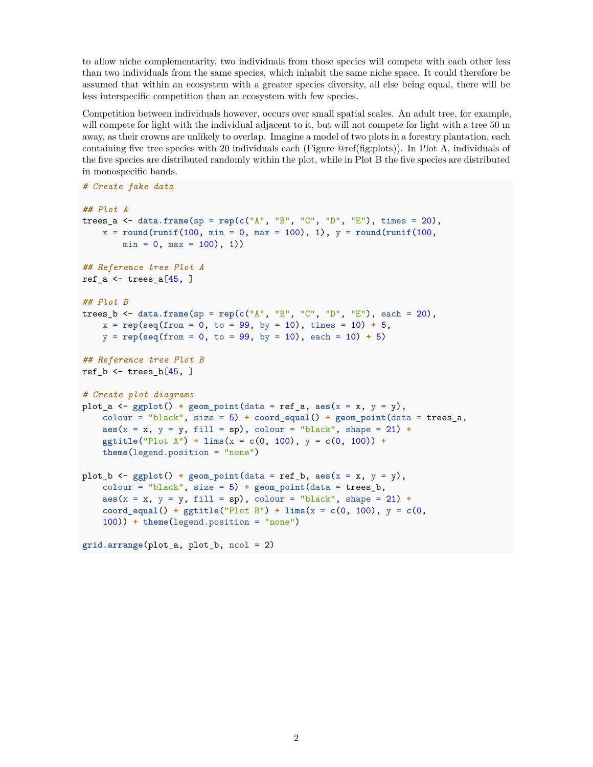to allow niche complementarity, two individuals from those species will compete with each other less than two individuals from the same species, which inhabit the same niche space. It could therefore be assumed that within an ecosystem with a greater species diversity, all else being equal, there will be less interspecific competition than an ecosystem with few species.

Competition between individuals however, occurs over small spatial scales. An adult tree, for example, will compete for light with the individual adjacent to it, but will not compete for light with a tree 50 m away, as their crowns are unlikely to overlap. Imagine a model of two plots in a forestry plantation, each containing five tree species with 20 individuals each (Figure @ref(fig:plots)). In Plot A, individuals of the five species are distributed randomly within the plot, while in Plot B the five species are distributed in monospecific bands.

```
# Create fake data

## Plot A
trees_a <- data.frame(sp = rep(c("A", "B", "C", "D", "E"), times = 20),
    x = round(runif(100, min = 0, max = 100), 1), y = round(runif(100,
        min = 0, max = 100), 1))

## Reference tree Plot A
ref_a <- trees_a[45, ]

## Plot B
trees_b <- data.frame(sp = rep(c("A", "B", "C", "D", "E"), each = 20),
    x = rep(seq(from = 0, to = 99, by = 10), times = 10) + 5,
    y = rep(seq(from = 0, to = 99, by = 10), each = 10) + 5)

## Reference tree Plot B
ref_b <- trees_b[45, ]

# Create plot diagrams
plot_a <- ggplot() + geom_point(data = ref_a, aes(x = x, y = y),
    colour = "black", size = 5) + coord_equal() + geom_point(data = trees_a,
    aes(x = x, y = y, fill = sp), colour = "black", shape = 21) +
    ggtitle("Plot A") + lims(x = c(0, 100), y = c(0, 100)) +
    theme(legend.position = "none")

plot_b <- ggplot() + geom_point(data = ref_b, aes(x = x, y = y),
    colour = "black", size = 5) + geom_point(data = trees_b,
    aes(x = x, y = y, fill = sp), colour = "black", shape = 21) +
    coord_equal() + ggtitle("Plot B") + lims(x = c(0, 100), y = c(0,
    100)) + theme(legend.position = "none")

grid.arrange(plot_a, plot_b, ncol = 2)
```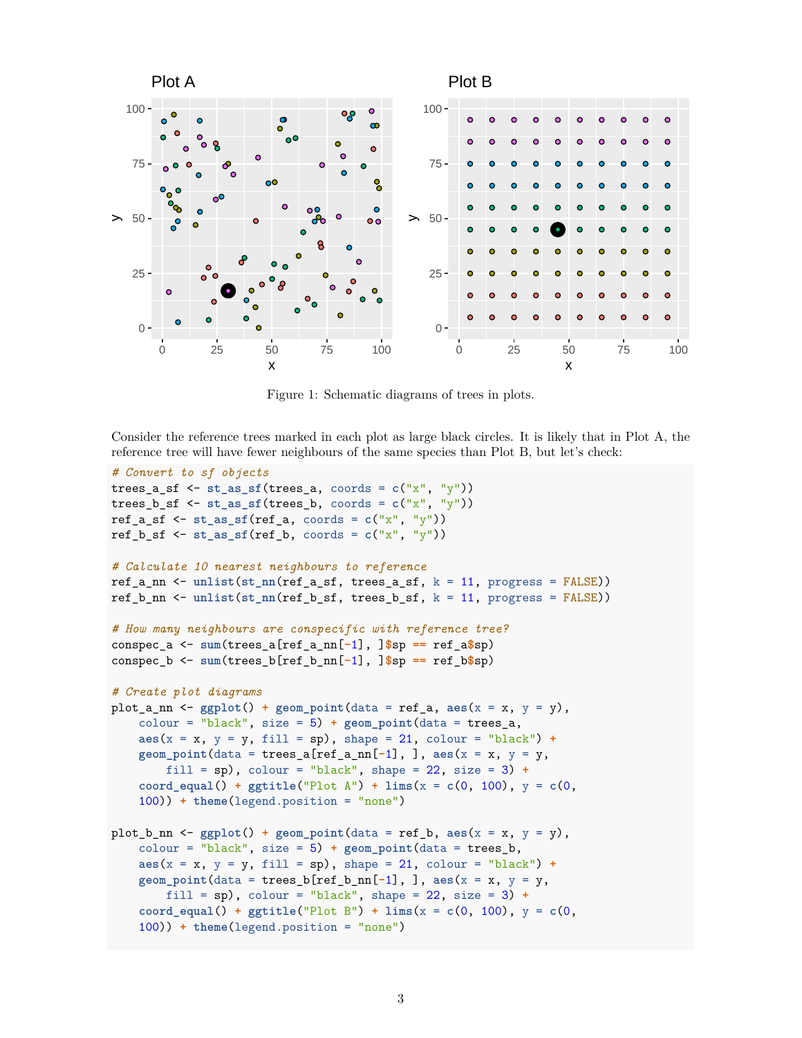Figure 1: Schematic diagrams of trees in plots.

Consider the reference trees marked in each plot as large black circles. It is likely that in Plot A, the reference tree will have fewer neighbours of the same species than Plot B, but let's check:

```
# Convert to sf objects
trees_a_sf <- st_as_sf(trees_a, coords = c("x", "y"))
trees_b_sf <- st_as_sf(trees_b, coords = c("x", "y"))
ref_a_sf <- st_as_sf(ref_a, coords = c("x", "y"))
ref_b_sf <- st_as_sf(ref_b, coords = c("x", "y"))

# Calculate 10 nearest neighbours to reference
ref_a_nn <- unlist(st_nn(ref_a_sf, trees_a_sf, k = 11, progress = FALSE))
ref_b_nn <- unlist(st_nn(ref_b_sf, trees_b_sf, k = 11, progress = FALSE))

# How many neighbours are conspecific with reference tree?
conspec_a <- sum(trees_a[ref_a_nn[-1], ]$sp == ref_a$sp)
conspec_b <- sum(trees_b[ref_b_nn[-1], ]$sp == ref_b$sp)

# Create plot diagrams
plot_a_nn <- ggplot() + geom_point(data = ref_a, aes(x = x, y = y),
    colour = "black", size = 5) + geom_point(data = trees_a,
    aes(x = x, y = y, fill = sp), shape = 21, colour = "black") +
    geom_point(data = trees_a[ref_a_nn[-1], ], aes(x = x, y = y,
        fill = sp), colour = "black", shape = 22, size = 3) +
    coord_equal() + ggtitle("Plot A") + lims(x = c(0, 100), y = c(0,
    100)) + theme(legend.position = "none")

plot_b_nn <- ggplot() + geom_point(data = ref_b, aes(x = x, y = y),
    colour = "black", size = 5) + geom_point(data = trees_b,
    aes(x = x, y = y, fill = sp), shape = 21, colour = "black") +
    geom_point(data = trees_b[ref_b_nn[-1], ], aes(x = x, y = y,
        fill = sp), colour = "black", shape = 22, size = 3) +
    coord_equal() + ggtitle("Plot B") + lims(x = c(0, 100), y = c(0,
    100)) + theme(legend.position = "none")
```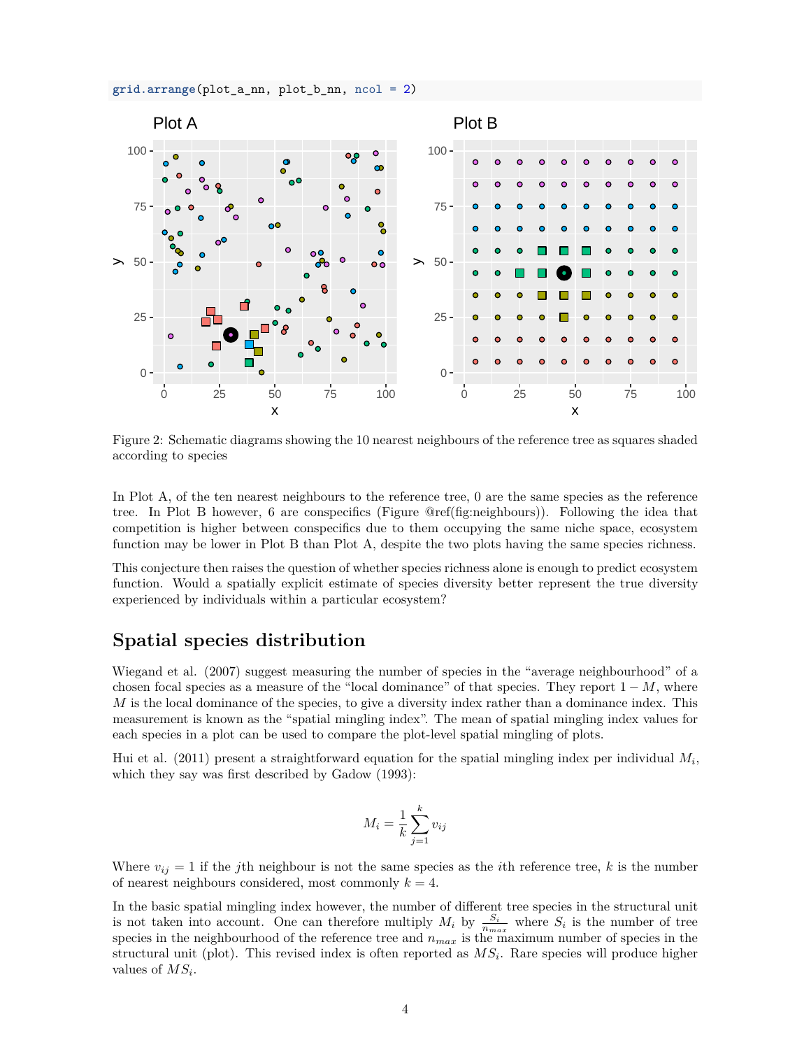```
grid.arrange(plot_a_nn, plot_b_nn, ncol = 2)
```

Figure 2: Schematic diagrams showing the 10 nearest neighbours of the reference tree as squares shaded according to species

In Plot A, of the ten nearest neighbours to the reference tree, 0 are the same species as the reference tree. In Plot B however, 6 are conspecifics (Figure @ref(fig:neighbours)). Following the idea that competition is higher between conspecifics due to them occupying the same niche space, ecosystem function may be lower in Plot B than Plot A, despite the two plots having the same species richness.

This conjecture then raises the question of whether species richness alone is enough to predict ecosystem function. Would a spatially explicit estimate of species diversity better represent the true diversity experienced by individuals within a particular ecosystem?

## Spatial species distribution

Wiegand et al. (2007) suggest measuring the number of species in the "average neighbourhood" of a chosen focal species as a measure of the "local dominance" of that species. They report $1 - M$, where $M$ is the local dominance of the species, to give a diversity index rather than a dominance index. This measurement is known as the "spatial mingling index". The mean of spatial mingling index values for each species in a plot can be used to compare the plot-level spatial mingling of plots.

Hui et al. (2011) present a straightforward equation for the spatial mingling index per individual $M_i$, which they say was first described by Gadow (1993):

$$M_i = \frac{1}{k} \sum_{j=1}^{k} v_{ij}$$

Where $v_{ij} = 1$ if the $j$th neighbour is not the same species as the $i$th reference tree, $k$ is the number of nearest neighbours considered, most commonly $k = 4$.

In the basic spatial mingling index however, the number of different tree species in the structural unit is not taken into account. One can therefore multiply $M_i$ by $\frac{S_i}{n_{max}}$ where $S_i$ is the number of tree species in the neighbourhood of the reference tree and $n_{max}$ is the maximum number of species in the structural unit (plot). This revised index is often reported as $MS_i$. Rare species will produce higher values of $MS_i$.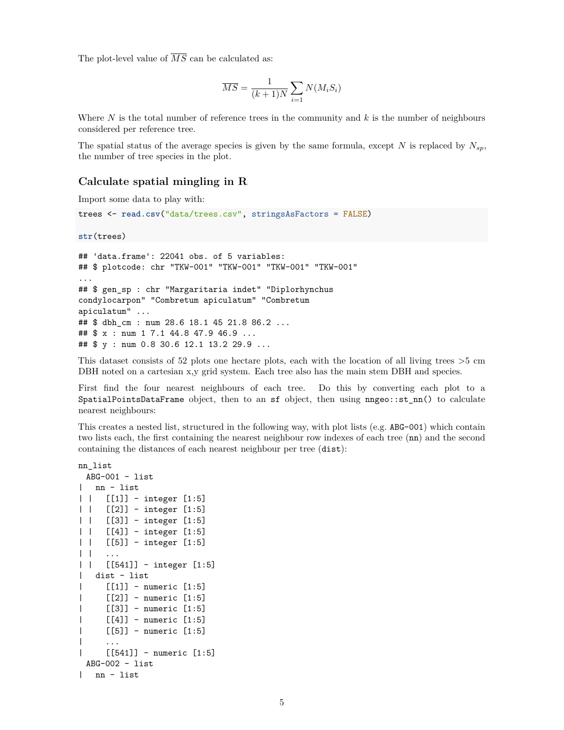The plot-level value of $\overline{MS}$ can be calculated as:

$$\overline{MS} = \frac{1}{(k+1)N} \sum_{i=1} N(M_i S_i)$$

Where $N$ is the total number of reference trees in the community and $k$ is the number of neighbours considered per reference tree.

The spatial status of the average species is given by the same formula, except $N$ is replaced by $N_{sp}$, the number of tree species in the plot.

### Calculate spatial mingling in R

Import some data to play with:

```
trees <- read.csv("data/trees.csv", stringsAsFactors = FALSE)

str(trees)
```

```
## 'data.frame': 22041 obs. of 5 variables:
## $ plotcode: chr "TKW-001" "TKW-001" "TKW-001" "TKW-001"
...
## $ gen_sp : chr "Margaritaria indet" "Diplorhynchus
condylocarpon" "Combretum apiculatum" "Combretum
apiculatum" ...
## $ dbh_cm : num 28.6 18.1 45 21.8 86.2 ...
## $ x : num 1 7.1 44.8 47.9 46.9 ...
## $ y : num 0.8 30.6 12.1 13.2 29.9 ...
```

This dataset consists of 52 plots one hectare plots, each with the location of all living trees >5 cm DBH noted on a cartesian x,y grid system. Each tree also has the main stem DBH and species.

First find the four nearest neighbours of each tree. Do this by converting each plot to a `SpatialPointsDataFrame` object, then to an `sf` object, then using `nngeo::st_nn()` to calculate nearest neighbours:

This creates a nested list, structured in the following way, with plot lists (e.g. `ABG-001`) which contain two lists each, the first containing the nearest neighbour row indexes of each tree (`nn`) and the second containing the distances of each nearest neighbour per tree (`dist`):

```
nn_list
  ABG-001 - list
|   nn - list
| |   [[1]] - integer [1:5]
| |   [[2]] - integer [1:5]
| |   [[3]] - integer [1:5]
| |   [[4]] - integer [1:5]
| |   [[5]] - integer [1:5]
| |   ...
| |   [[541]] - integer [1:5]
|   dist - list
|     [[1]] - numeric [1:5]
|     [[2]] - numeric [1:5]
|     [[3]] - numeric [1:5]
|     [[4]] - numeric [1:5]
|     [[5]] - numeric [1:5]
|     ...
|     [[541]] - numeric [1:5]
  ABG-002 - list
|   nn - list
```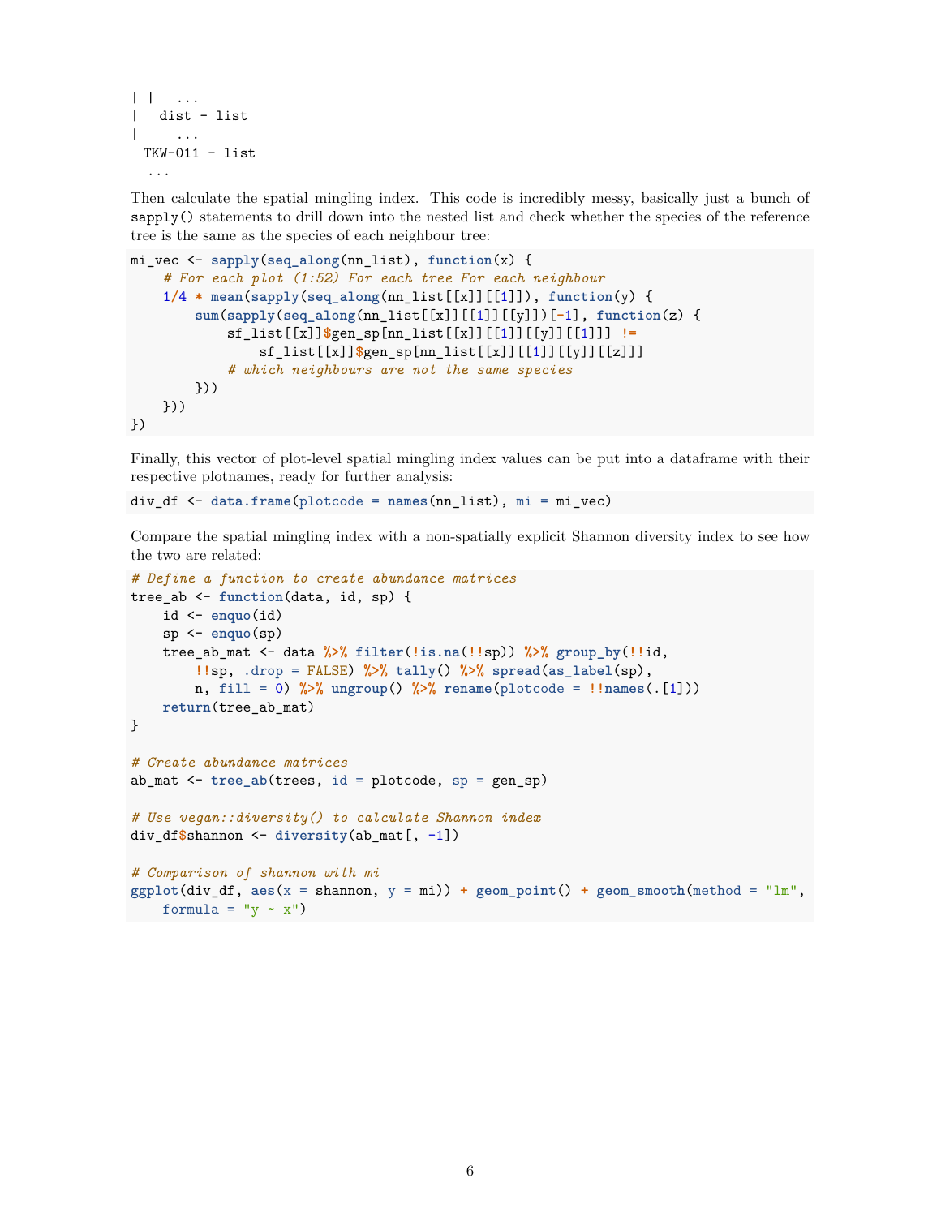```
| |   ...
|   dist - list
|     ...
  TKW-011 - list
  ...
```

Then calculate the spatial mingling index. This code is incredibly messy, basically just a bunch of `sapply()` statements to drill down into the nested list and check whether the species of the reference tree is the same as the species of each neighbour tree:

```
mi_vec <- sapply(seq_along(nn_list), function(x) {
    # For each plot (1:52) For each tree For each neighbour
    1/4 * mean(sapply(seq_along(nn_list[[x]][[1]]), function(y) {
        sum(sapply(seq_along(nn_list[[x]][[1]][[y]])[-1], function(z) {
            sf_list[[x]]$gen_sp[nn_list[[x]][[1]][[y]][[1]]] !=
                sf_list[[x]]$gen_sp[nn_list[[x]][[1]][[y]][[z]]]
            # which neighbours are not the same species
        }))
    }))
})
```

Finally, this vector of plot-level spatial mingling index values can be put into a dataframe with their respective plotnames, ready for further analysis:

```
div_df <- data.frame(plotcode = names(nn_list), mi = mi_vec)
```

Compare the spatial mingling index with a non-spatially explicit Shannon diversity index to see how the two are related:

```
# Define a function to create abundance matrices
tree_ab <- function(data, id, sp) {
    id <- enquo(id)
    sp <- enquo(sp)
    tree_ab_mat <- data %>% filter(!is.na(!!sp)) %>% group_by(!!id,
        !!sp, .drop = FALSE) %>% tally() %>% spread(as_label(sp),
        n, fill = 0) %>% ungroup() %>% rename(plotcode = !!names(.[1]))
    return(tree_ab_mat)
}

# Create abundance matrices
ab_mat <- tree_ab(trees, id = plotcode, sp = gen_sp)

# Use vegan::diversity() to calculate Shannon index
div_df$shannon <- diversity(ab_mat[, -1])

# Comparison of shannon with mi
ggplot(div_df, aes(x = shannon, y = mi)) + geom_point() + geom_smooth(method = "lm",
    formula = "y ~ x")
```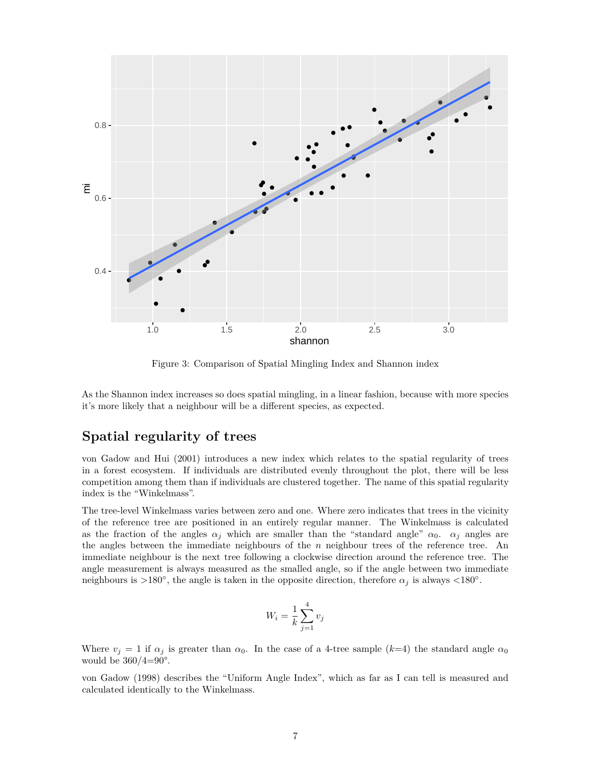Figure 3: Comparison of Spatial Mingling Index and Shannon index

As the Shannon index increases so does spatial mingling, in a linear fashion, because with more species it's more likely that a neighbour will be a different species, as expected.

## Spatial regularity of trees

von Gadow and Hui (2001) introduces a new index which relates to the spatial regularity of trees in a forest ecosystem. If individuals are distributed evenly throughout the plot, there will be less competition among them than if individuals are clustered together. The name of this spatial regularity index is the "Winkelmass".

The tree-level Winkelmass varies between zero and one. Where zero indicates that trees in the vicinity of the reference tree are positioned in an entirely regular manner. The Winkelmass is calculated as the fraction of the angles $\alpha_j$ which are smaller than the "standard angle" $\alpha_0$. $\alpha_j$ angles are the angles between the immediate neighbours of the $n$ neighbour trees of the reference tree. An immediate neighbour is the next tree following a clockwise direction around the reference tree. The angle measurement is always measured as the smalled angle, so if the angle between two immediate neighbours is >180°, the angle is taken in the opposite direction, therefore $\alpha_j$ is always <180°.

$$W_i = \frac{1}{k} \sum_{j=1}^{4} v_j$$

Where $v_j = 1$ if $\alpha_j$ is greater than $\alpha_0$. In the case of a 4-tree sample ($k$=4) the standard angle $\alpha_0$ would be 360/4=90°.

von Gadow (1998) describes the "Uniform Angle Index", which as far as I can tell is measured and calculated identically to the Winkelmass.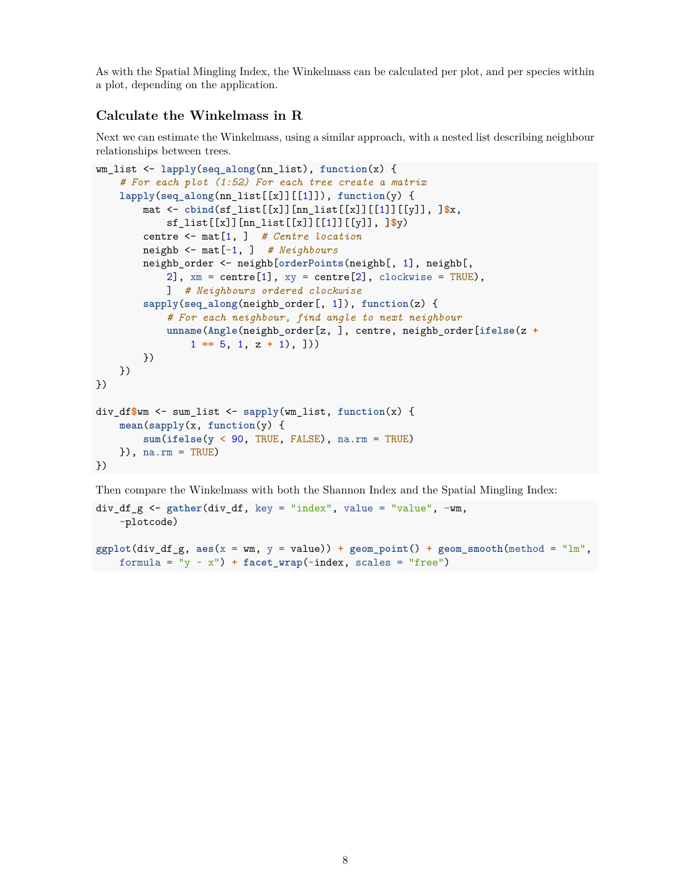As with the Spatial Mingling Index, the Winkelmass can be calculated per plot, and per species within a plot, depending on the application.

### Calculate the Winkelmass in R

Next we can estimate the Winkelmass, using a similar approach, with a nested list describing neighbour relationships between trees.

```
wm_list <- lapply(seq_along(nn_list), function(x) {
    # For each plot (1:52) For each tree create a matrix
    lapply(seq_along(nn_list[[x]][[1]]), function(y) {
        mat <- cbind(sf_list[[x]][nn_list[[x]][[1]][[y]], ]$x,
            sf_list[[x]][nn_list[[x]][[1]][[y]], ]$y)
        centre <- mat[1, ]  # Centre location
        neighb <- mat[-1, ]  # Neighbours
        neighb_order <- neighb[orderPoints(neighb[, 1], neighb[,
            2], xm = centre[1], xy = centre[2], clockwise = TRUE),
            ]  # Neighbours ordered clockwise
        sapply(seq_along(neighb_order[, 1]), function(z) {
            # For each neighbour, find angle to next neighbour
            unname(Angle(neighb_order[z, ], centre, neighb_order[ifelse(z +
                1 == 5, 1, z + 1), ]))
        })
    })
})

div_df$wm <- sum_list <- sapply(wm_list, function(x) {
    mean(sapply(x, function(y) {
        sum(ifelse(y < 90, TRUE, FALSE), na.rm = TRUE)
    }), na.rm = TRUE)
})
```

Then compare the Winkelmass with both the Shannon Index and the Spatial Mingling Index:

```
div_df_g <- gather(div_df, key = "index", value = "value", -wm,
    -plotcode)

ggplot(div_df_g, aes(x = wm, y = value)) + geom_point() + geom_smooth(method = "lm",
    formula = "y ~ x") + facet_wrap(~index, scales = "free")
```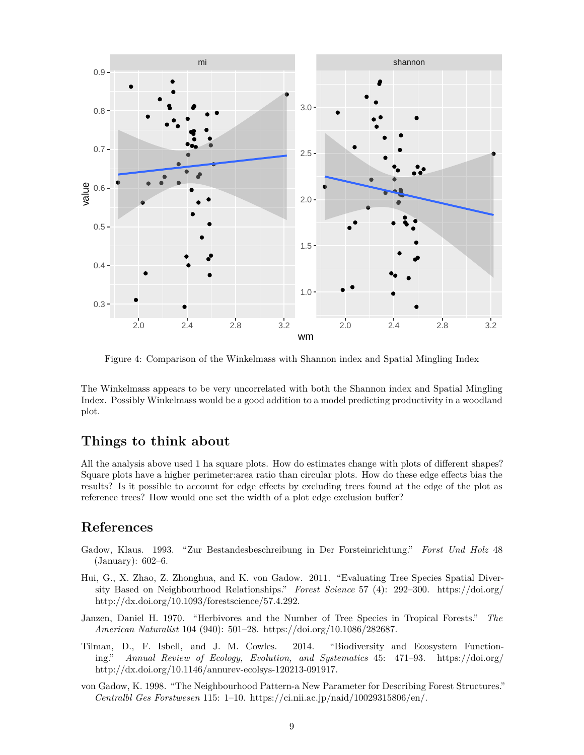Figure 4: Comparison of the Winkelmass with Shannon index and Spatial Mingling Index

The Winkelmass appears to be very uncorrelated with both the Shannon index and Spatial Mingling Index. Possibly Winkelmass would be a good addition to a model predicting productivity in a woodland plot.

## Things to think about

All the analysis above used 1 ha square plots. How do estimates change with plots of different shapes? Square plots have a higher perimeter:area ratio than circular plots. How do these edge effects bias the results? Is it possible to account for edge effects by excluding trees found at the edge of the plot as reference trees? How would one set the width of a plot edge exclusion buffer?

## References

Gadow, Klaus. 1993. "Zur Bestandesbeschreibung in Der Forsteinrichtung." *Forst Und Holz* 48 (January): 602–6.

Hui, G., X. Zhao, Z. Zhonghua, and K. von Gadow. 2011. "Evaluating Tree Species Spatial Diversity Based on Neighbourhood Relationships." *Forest Science* 57 (4): 292–300. https://doi.org/http://dx.doi.org/10.1093/forestscience/57.4.292.

Janzen, Daniel H. 1970. "Herbivores and the Number of Tree Species in Tropical Forests." *The American Naturalist* 104 (940): 501–28. https://doi.org/10.1086/282687.

Tilman, D., F. Isbell, and J. M. Cowles. 2014. "Biodiversity and Ecosystem Functioning." *Annual Review of Ecology, Evolution, and Systematics* 45: 471–93. https://doi.org/http://dx.doi.org/10.1146/annurev-ecolsys-120213-091917.

von Gadow, K. 1998. "The Neighbourhood Pattern-a New Parameter for Describing Forest Structures." *Centralbl Ges Forstwesen* 115: 1–10. https://ci.nii.ac.jp/naid/10029315806/en/.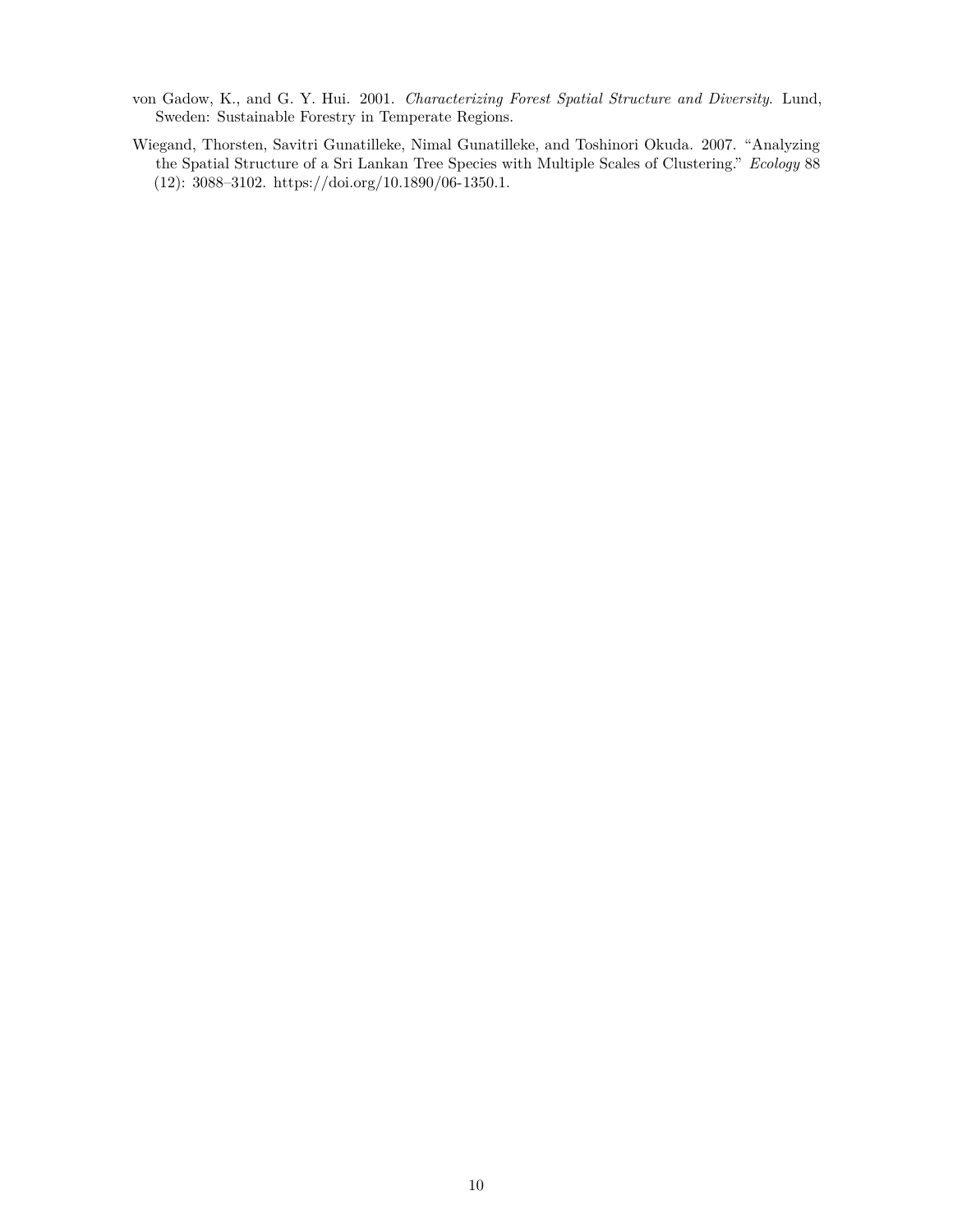von Gadow, K., and G. Y. Hui. 2001. *Characterizing Forest Spatial Structure and Diversity*. Lund, Sweden: Sustainable Forestry in Temperate Regions.

Wiegand, Thorsten, Savitri Gunatilleke, Nimal Gunatilleke, and Toshinori Okuda. 2007. "Analyzing the Spatial Structure of a Sri Lankan Tree Species with Multiple Scales of Clustering." *Ecology* 88 (12): 3088–3102. https://doi.org/10.1890/06-1350.1.